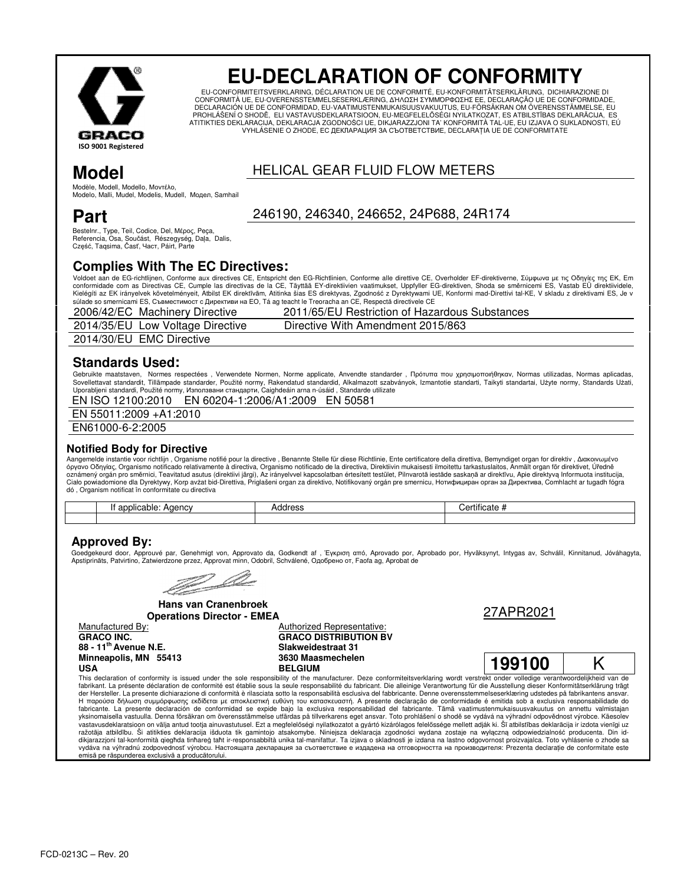GRACO

ISO 9001 Registered

# EU-DECLARATION OF CONFORMITY

EU-CONFORMITEITSVERKLARING, DÉCLARATION UE DE CONFORMITÉ, EU-KONFORMITÄTSERKLÄRUNG, DICHIARAZIONE DI CONFORMITÀ UE, EU-OVERENSSTEMMELSESERKLÆRING, ΔΗΛΩΣΗ ΣΥΜΜΟΡΦΩΣΗΣ ΕΕ, DECLARAÇÃO UE DE CONFORMIDADE, DECLARACIÓN UE DE CONFORMIDAD, EU-VAATIMUSTENMUKAISUUSVAKUUTUS, EU-FÖRSÄKRAN OM ÖVERENSSTÄMMELSE, EU PROHLÁŠENÍ O SHODĚ, ELI VASTAVUSDEKLARATSIOON, EU-MEGFELELŐSÉGI NYILATKOZAT, ES ATBILSTĪBAS DEKLARĀCIJA, ES ATITIKTIES DEKLARACIJA, DEKLARACJA ZGODNOŚCI UE, DIKJARAZZJONI TA' KONFORMITÀ TAL-UE, EU IZJAVA O SUKLADNOSTI, EÚ VYHLÁSENIE O ZHODE, ЕС ДЕКЛАРАЦИЯ ЗА СЪОТВЕТСТВИЕ, DECLARAȚIA UE DE CONFORMITATE

## Model

Modèle, Modell, Modello, Μοντέλο, Modelo, Malli, Mudel, Modelis, Mudell, Модел, Samhail

HELICAL GEAR FLUID FLOW METERS

## Part

Bestelnr., Type, Teil, Codice, Del, Μέρος, Peça, Referencia, Osa, Součást, Részegység, Daļa, Dalis, Część, Taqsima, Časť, Част, Páirt, Parte

246190, 246340, 246652, 24P688, 24R174

## Complies With The EC Directives:

Voldoet aan de EG-richtlijnen, Conforme aux directives CE, Entspricht den EG-Richtlinien, Conforme alle direttive CE, Overholder EF-direktiverne, Σύμφωνα με τις Οδηγίες της ΕΚ, Em conformidade com as Directivas CE, Cumple las directivas de la CE, Täyttää EY-direktiivien vaatimukset, Uppfyller EG-direktiven, Shoda se směrnicemi ES, Vastab EÜ direktiividele, Kielégíti az EK irányelvek követelményeit, Atbilst EK direktīvām, Atitinka šias ES direktyvas, Zgodność z Dyrektywami UE, Konformi mad-Direttivi tal-KE, V skladu z direktivami ES, Je v súlade so smernicami ES, Съвместимост с Директиви на ЕО, Tá ag teacht le Treoracha an CE, Respectă directivele CE

| | |
|---|---|
| 2006/42/EC Machinery Directive | 2011/65/EU Restriction of Hazardous Substances |
| 2014/35/EU Low Voltage Directive | Directive With Amendment 2015/863 |
| 2014/30/EU EMC Directive | |

## Standards Used:

Gebruikte maatstaven, Normes respectées , Verwendete Normen, Norme applicate, Anvendte standarder , Πρότυπα που χρησιμοποιήθηκαν, Normas utilizadas, Normas aplicadas, Sovellettavat standardit, Tillämpade standarder, Použité normy, Rakendatud standardid, Alkalmazott szabványok, Izmantotie standarti, Taikyti standartai, Użyte normy, Standards Użati, Uporabljeni standardi, Použité normy, Използвани стандарти, Caighdeáin arna n-úsáid , Standarde utilizate

EN ISO 12100:2010 EN 60204-1:2006/A1:2009 EN 50581

EN 55011:2009 +A1:2010

EN61000-6-2:2005

### Notified Body for Directive

Aangemelde instantie voor richtlijn , Organisme notifié pour la directive , Benannte Stelle für diese Richtlinie, Ente certificatore della direttiva, Bemyndiget organ for direktiv , Διακοινωμένο όργανο Οδηγίας, Organismo notificado relativamente à directiva, Organismo notificado de la directiva, Direktiivin mukaisesti ilmoitettu tarkastuslaitos, Anmält organ för direktivet, Úředně oznámený orgán pro směrnici, Teavitatud asutus (direktiivi järgi), Az irányelvvel kapcsolatban értesített testület, Pilnvarotā iestāde saskaņā ar direktīvu, Apie direktyvą Informuota institucija, Ciało powiadomione dla Dyrektywy, Korp avżat bid-Direttiva, Priglašeni organ za direktivo, Notifikovaný orgán pre smernicu, Нотифициран орган за Директива, Comhlacht ar tugadh fógra dó , Organism notificat în conformitate cu directiva

| | If applicable: Agency | Address | Certificate # |
|---|---|---|---|
| | | | |

## Approved By:

Goedgekeurd door, Approuvé par, Genehmigt von, Approvato da, Godkendt af , Έγκριση από, Aprovado por, Aprobado por, Hyväksynyt, Intygas av, Schválil, Kinnitanud, Jóváhagyta, Apstiprināts, Patvirtino, Zatwierdzone przez, Approvat minn, Odobril, Schválené, Одобрено от, Faofa ag, Aprobat de

**Hans van Cranenbroek**
**Operations Director - EMEA**

27APR2021

Manufactured By:
**GRACO INC.**
**88 - 11th Avenue N.E.**
**Minneapolis, MN 55413**
**USA**

Authorized Representative:
**GRACO DISTRIBUTION BV**
**Slakweidestraat 31**
**3630 Maasmechelen**
**BELGIUM**

| 199100 | K |
|---|---|

This declaration of conformity is issued under the sole responsibility of the manufacturer. Deze conformiteitsverklaring wordt verstrekt onder volledige verantwoordelijkheid van de fabrikant. La présente déclaration de conformité est établie sous la seule responsabilité du fabricant. Die alleinige Verantwortung für die Ausstellung dieser Konformitätserklärung trägt der Hersteller. La presente dichiarazione di conformità è rilasciata sotto la responsabilità esclusiva del fabbricante. Denne overensstemmelseserklæring udstedes på fabrikantens ansvar. Η παρούσα δήλωση συμμόρφωσης εκδίδεται με αποκλειστική ευθύνη του κατασκευαστή. A presente declaração de conformidade é emitida sob a exclusiva responsabilidade do fabricante. La presente declaración de conformidad se expide bajo la exclusiva responsabilidad del fabricante. Tämä vaatimustenmukaisuusvakuutus on annettu valmistajan yksinomaisella vastuulla. Denna försäkran om överensstämmelse utfärdas på tillverkarens eget ansvar. Toto prohlášení o shodě se vydává na výhradní odpovědnost výrobce. Käesolev vastavusdeklaratsioon on välja antud tootja ainuvastutusel. Ezt a megfelelőségi nyilatkozatot a gyártó kizárólagos felelőssége mellett adják ki. Šī atbilstības deklarācija ir izdota vienīgi uz ražotāja atbildību. Ši atitikties deklaracija išduota tik gamintojo atsakomybe. Niniejsza deklaracja zgodności wydana zostaje na wyłączną odpowiedzialność producenta. Din id-dikjarazzjoni tal-konformità qiegħda tinħareġ taħt ir-responsabbiltà unika tal-manifattur. Ta izjava o skladnosti je izdana na lastno odgovornost proizvajalca. Toto vyhlásenie o zhode sa vydáva na výhradnú zodpovednosť výrobcu. Настоящата декларация за съответствие е издадена на отговорността на производителя: Prezenta declarație de conformitate este emisă pe răspunderea exclusivă a producătorului.

FCD-0213C – Rev. 20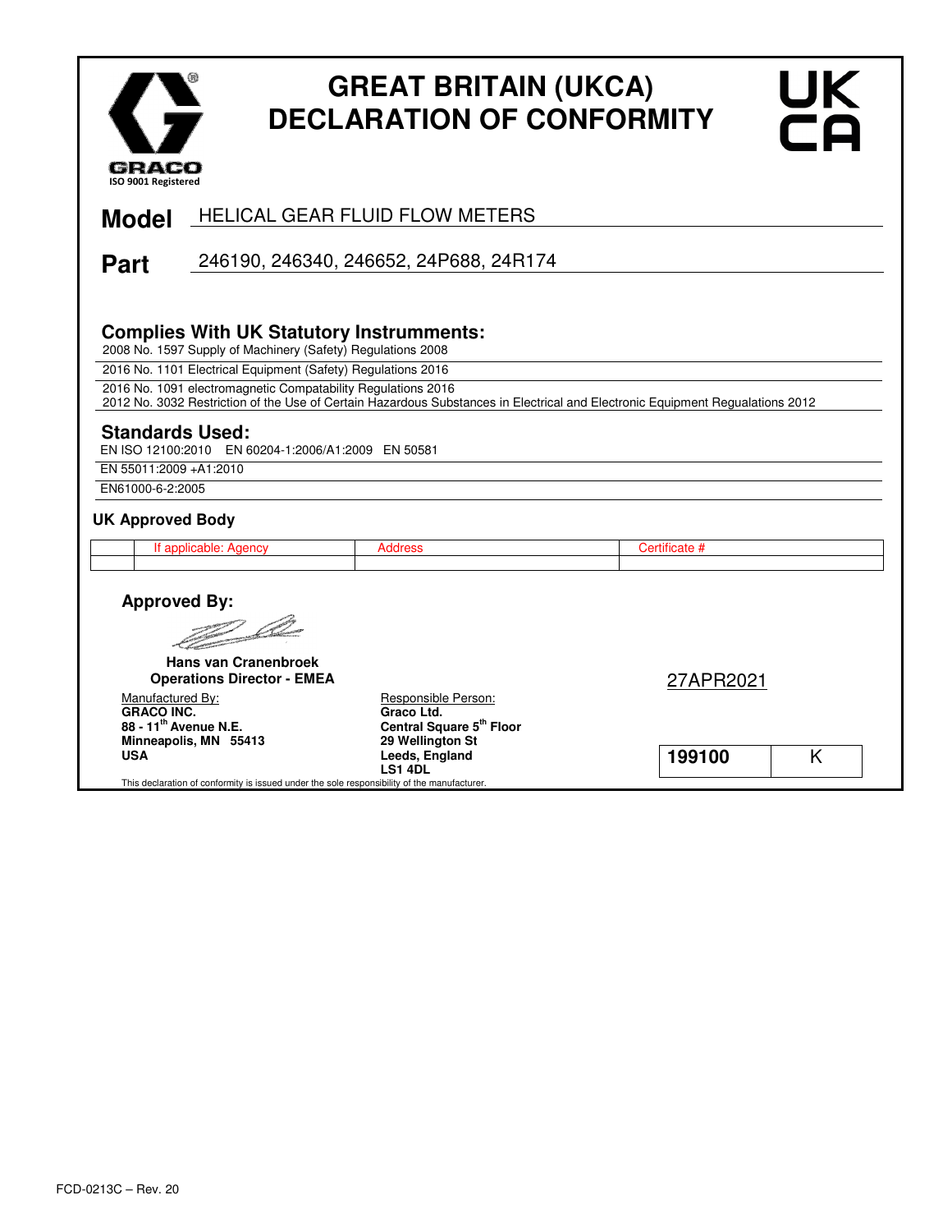GRACO
ISO 9001 Registered

# GREAT BRITAIN (UKCA) DECLARATION OF CONFORMITY

UK CA

**Model** HELICAL GEAR FLUID FLOW METERS

**Part** 246190, 246340, 246652, 24P688, 24R174

## Complies With UK Statutory Instrumments:

2008 No. 1597 Supply of Machinery (Safety) Regulations 2008

2016 No. 1101 Electrical Equipment (Safety) Regulations 2016

2016 No. 1091 electromagnetic Compatability Regulations 2016
2012 No. 3032 Restriction of the Use of Certain Hazardous Substances in Electrical and Electronic Equipment Regualations 2012

## Standards Used:

EN ISO 12100:2010 EN 60204-1:2006/A1:2009 EN 50581

EN 55011:2009 +A1:2010

EN61000-6-2:2005

### UK Approved Body

| | If applicable: Agency | Address | Certificate # |
|---|---|---|---|
| | | | |

### Approved By:

**Hans van Cranenbroek**
**Operations Director - EMEA**

27APR2021

Manufactured By:
**GRACO INC.**
**88 - 11th Avenue N.E.**
**Minneapolis, MN 55413**
**USA**

Responsible Person:
**Graco Ltd.**
**Central Square 5th Floor**
**29 Wellington St**
**Leeds, England**
**LS1 4DL**

| | |
|---|---|
| **199100** | K |

This declaration of conformity is issued under the sole responsibility of the manufacturer.

FCD-0213C – Rev. 20